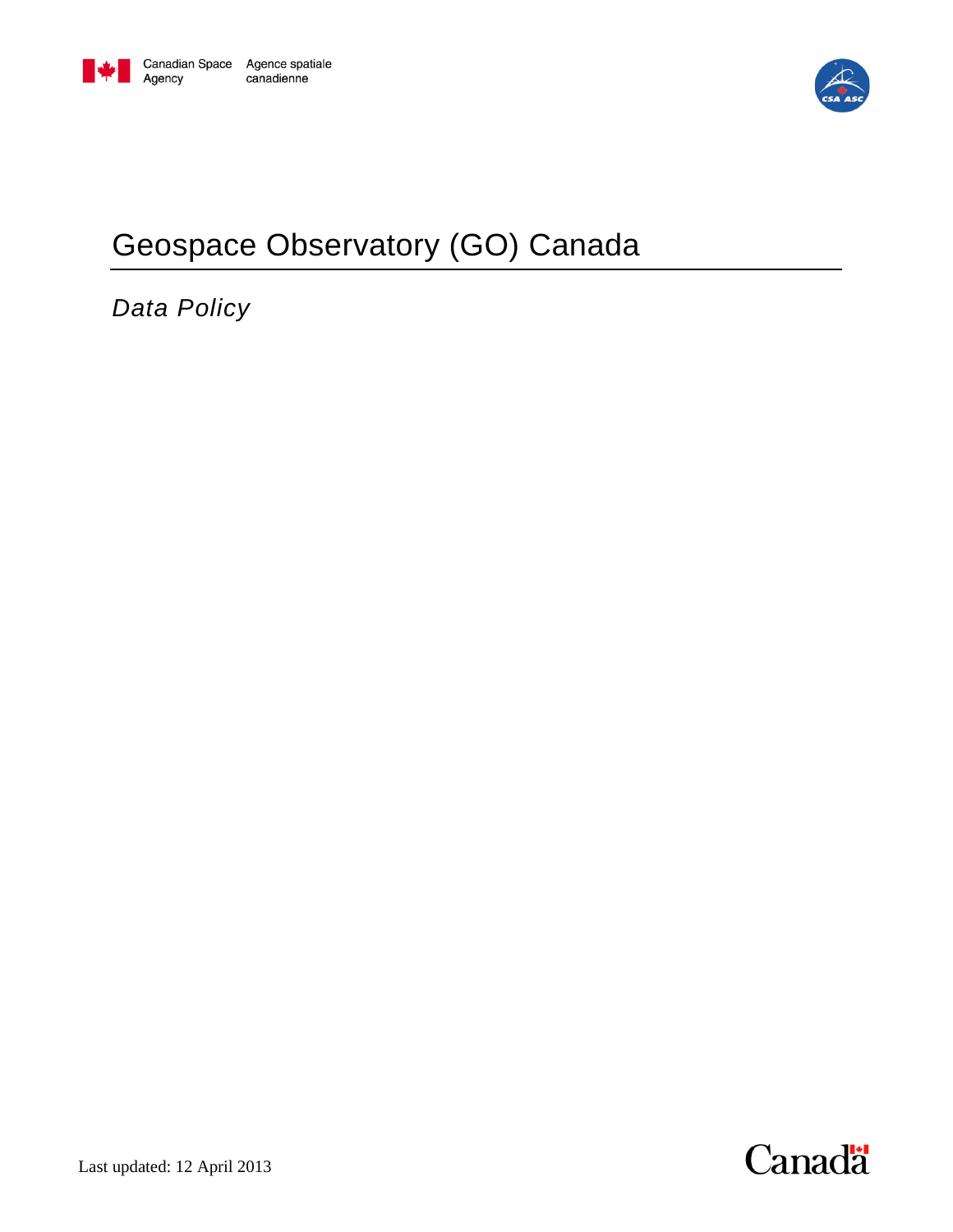Canadian Space Agency Agence spatiale canadienne

# Geospace Observatory (GO) Canada

*Data Policy*

Last updated: 12 April 2013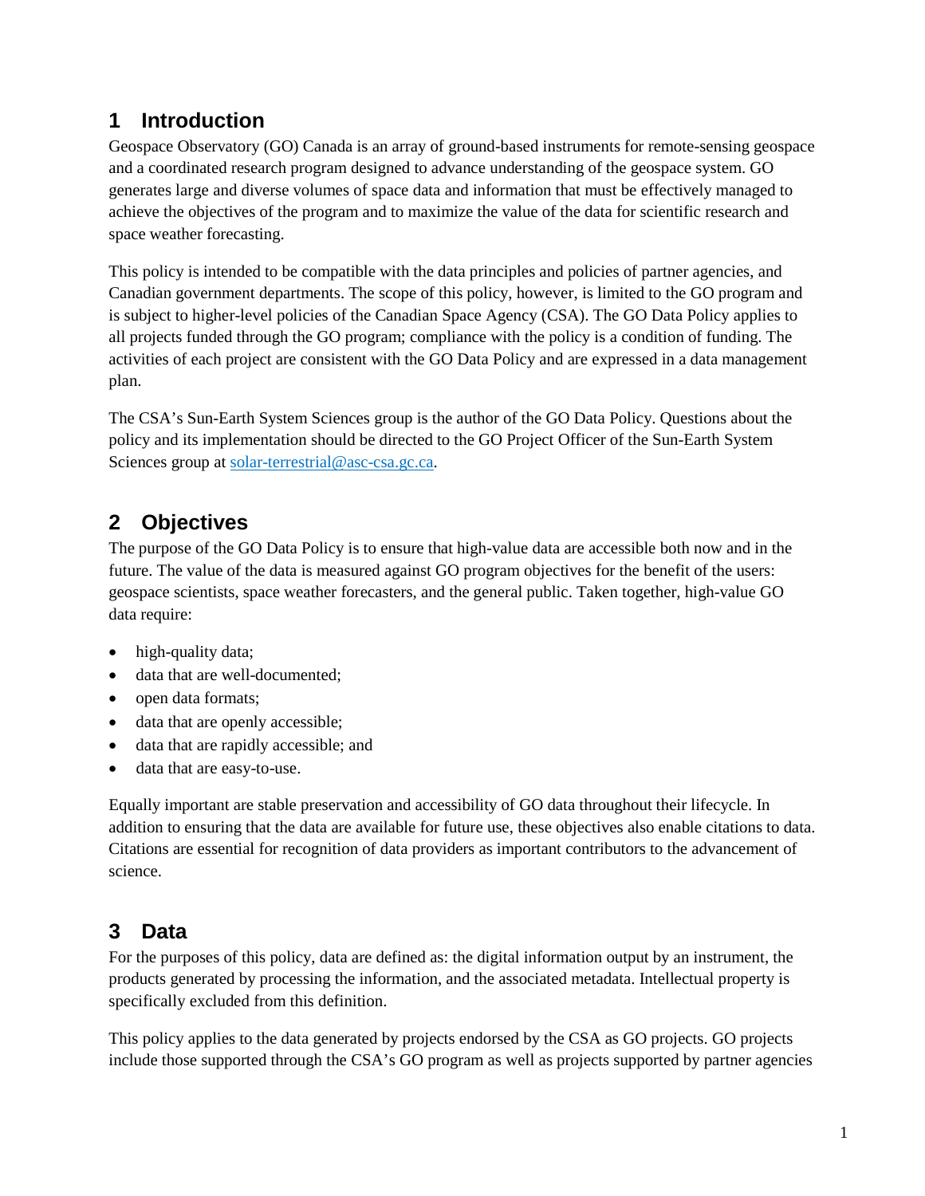## 1 Introduction

Geospace Observatory (GO) Canada is an array of ground-based instruments for remote-sensing geospace and a coordinated research program designed to advance understanding of the geospace system. GO generates large and diverse volumes of space data and information that must be effectively managed to achieve the objectives of the program and to maximize the value of the data for scientific research and space weather forecasting.

This policy is intended to be compatible with the data principles and policies of partner agencies, and Canadian government departments. The scope of this policy, however, is limited to the GO program and is subject to higher-level policies of the Canadian Space Agency (CSA). The GO Data Policy applies to all projects funded through the GO program; compliance with the policy is a condition of funding. The activities of each project are consistent with the GO Data Policy and are expressed in a data management plan.

The CSA's Sun-Earth System Sciences group is the author of the GO Data Policy. Questions about the policy and its implementation should be directed to the GO Project Officer of the Sun-Earth System Sciences group at solar-terrestrial@asc-csa.gc.ca.

## 2 Objectives

The purpose of the GO Data Policy is to ensure that high-value data are accessible both now and in the future. The value of the data is measured against GO program objectives for the benefit of the users: geospace scientists, space weather forecasters, and the general public. Taken together, high-value GO data require:

- high-quality data;
- data that are well-documented;
- open data formats;
- data that are openly accessible;
- data that are rapidly accessible; and
- data that are easy-to-use.

Equally important are stable preservation and accessibility of GO data throughout their lifecycle. In addition to ensuring that the data are available for future use, these objectives also enable citations to data. Citations are essential for recognition of data providers as important contributors to the advancement of science.

## 3 Data

For the purposes of this policy, data are defined as: the digital information output by an instrument, the products generated by processing the information, and the associated metadata. Intellectual property is specifically excluded from this definition.

This policy applies to the data generated by projects endorsed by the CSA as GO projects. GO projects include those supported through the CSA's GO program as well as projects supported by partner agencies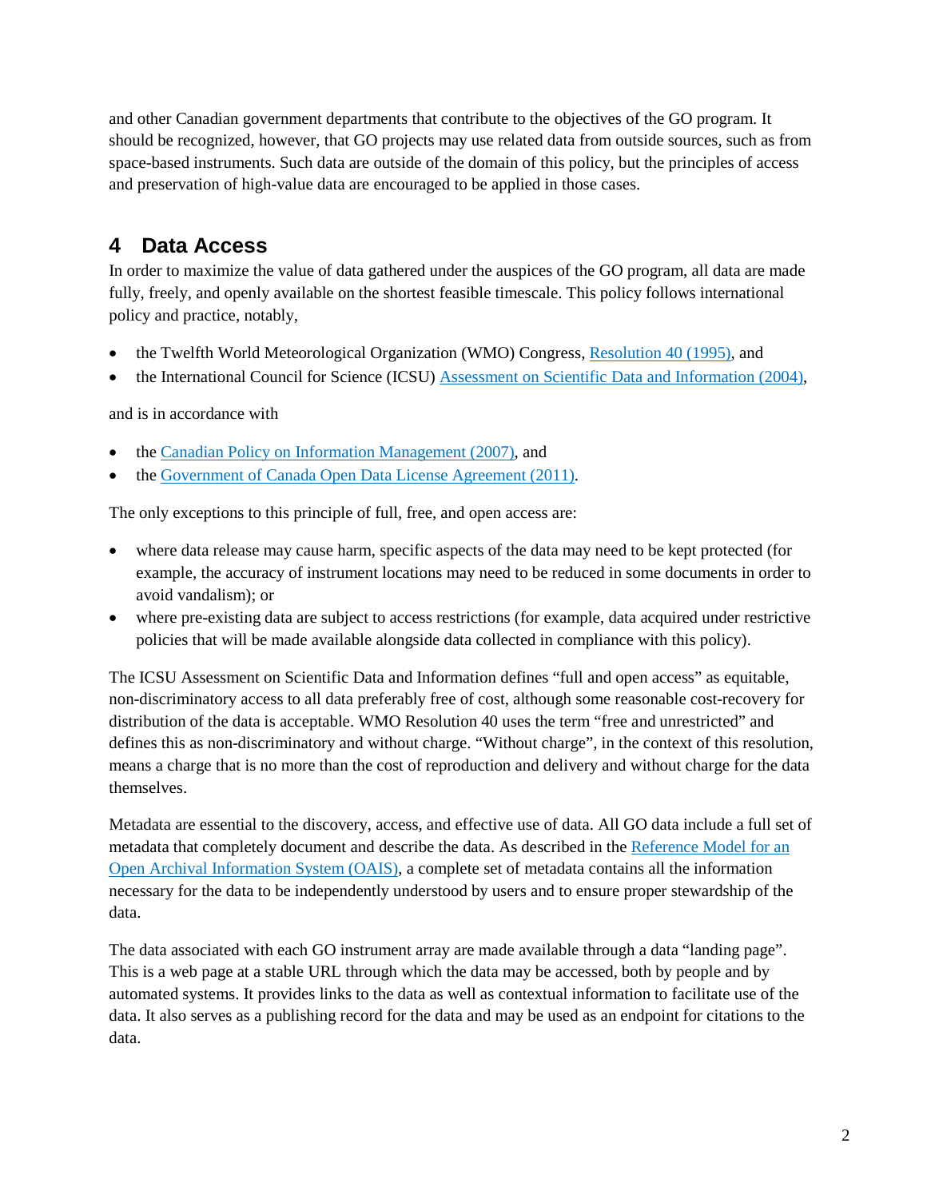and other Canadian government departments that contribute to the objectives of the GO program. It should be recognized, however, that GO projects may use related data from outside sources, such as from space-based instruments. Such data are outside of the domain of this policy, but the principles of access and preservation of high-value data are encouraged to be applied in those cases.

## 4 Data Access

In order to maximize the value of data gathered under the auspices of the GO program, all data are made fully, freely, and openly available on the shortest feasible timescale. This policy follows international policy and practice, notably,

- the Twelfth World Meteorological Organization (WMO) Congress, Resolution 40 (1995), and
- the International Council for Science (ICSU) Assessment on Scientific Data and Information (2004),

and is in accordance with

- the Canadian Policy on Information Management (2007), and
- the Government of Canada Open Data License Agreement (2011).

The only exceptions to this principle of full, free, and open access are:

- where data release may cause harm, specific aspects of the data may need to be kept protected (for example, the accuracy of instrument locations may need to be reduced in some documents in order to avoid vandalism); or
- where pre-existing data are subject to access restrictions (for example, data acquired under restrictive policies that will be made available alongside data collected in compliance with this policy).

The ICSU Assessment on Scientific Data and Information defines "full and open access" as equitable, non-discriminatory access to all data preferably free of cost, although some reasonable cost-recovery for distribution of the data is acceptable. WMO Resolution 40 uses the term "free and unrestricted" and defines this as non-discriminatory and without charge. "Without charge", in the context of this resolution, means a charge that is no more than the cost of reproduction and delivery and without charge for the data themselves.

Metadata are essential to the discovery, access, and effective use of data. All GO data include a full set of metadata that completely document and describe the data. As described in the Reference Model for an Open Archival Information System (OAIS), a complete set of metadata contains all the information necessary for the data to be independently understood by users and to ensure proper stewardship of the data.

The data associated with each GO instrument array are made available through a data "landing page". This is a web page at a stable URL through which the data may be accessed, both by people and by automated systems. It provides links to the data as well as contextual information to facilitate use of the data. It also serves as a publishing record for the data and may be used as an endpoint for citations to the data.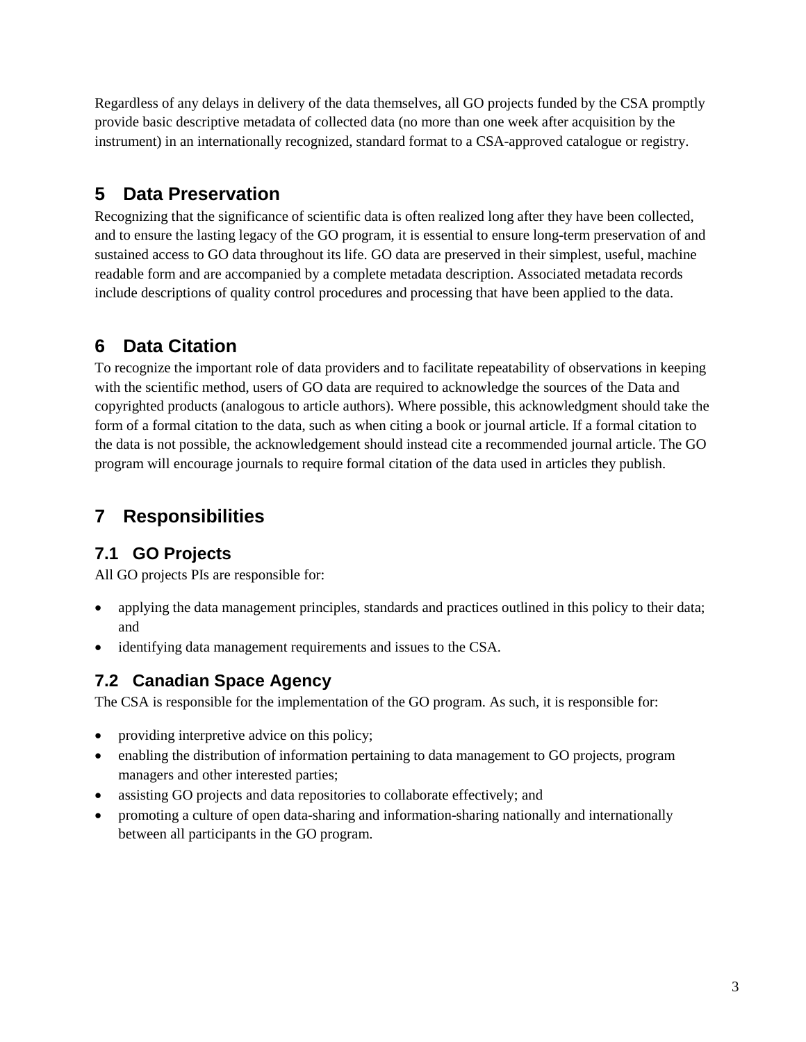Regardless of any delays in delivery of the data themselves, all GO projects funded by the CSA promptly provide basic descriptive metadata of collected data (no more than one week after acquisition by the instrument) in an internationally recognized, standard format to a CSA-approved catalogue or registry.

## 5 Data Preservation

Recognizing that the significance of scientific data is often realized long after they have been collected, and to ensure the lasting legacy of the GO program, it is essential to ensure long-term preservation of and sustained access to GO data throughout its life. GO data are preserved in their simplest, useful, machine readable form and are accompanied by a complete metadata description. Associated metadata records include descriptions of quality control procedures and processing that have been applied to the data.

## 6 Data Citation

To recognize the important role of data providers and to facilitate repeatability of observations in keeping with the scientific method, users of GO data are required to acknowledge the sources of the Data and copyrighted products (analogous to article authors). Where possible, this acknowledgment should take the form of a formal citation to the data, such as when citing a book or journal article. If a formal citation to the data is not possible, the acknowledgement should instead cite a recommended journal article. The GO program will encourage journals to require formal citation of the data used in articles they publish.

## 7 Responsibilities

### 7.1 GO Projects

All GO projects PIs are responsible for:

- applying the data management principles, standards and practices outlined in this policy to their data; and
- identifying data management requirements and issues to the CSA.

### 7.2 Canadian Space Agency

The CSA is responsible for the implementation of the GO program. As such, it is responsible for:

- providing interpretive advice on this policy;
- enabling the distribution of information pertaining to data management to GO projects, program managers and other interested parties;
- assisting GO projects and data repositories to collaborate effectively; and
- promoting a culture of open data-sharing and information-sharing nationally and internationally between all participants in the GO program.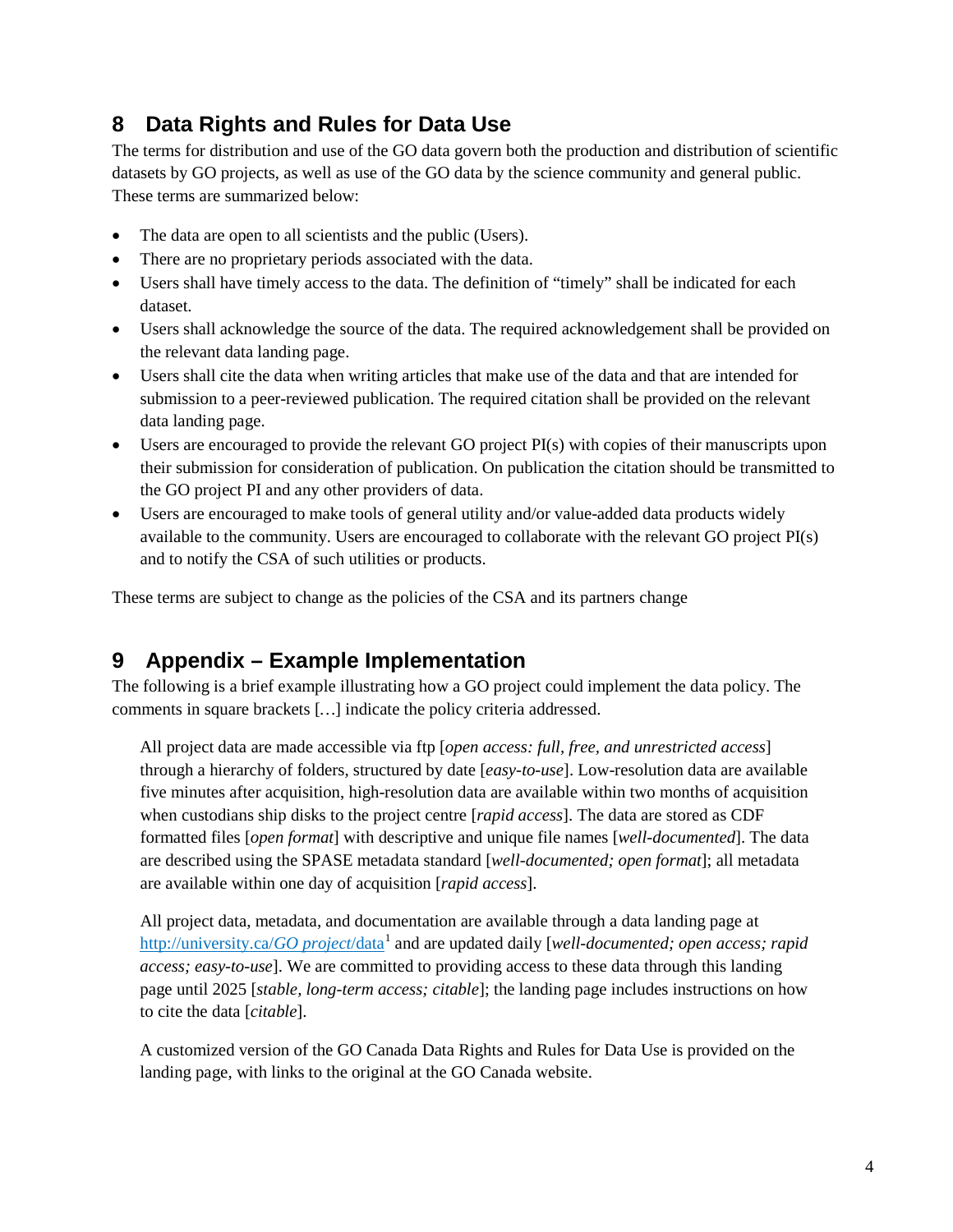## 8 Data Rights and Rules for Data Use

The terms for distribution and use of the GO data govern both the production and distribution of scientific datasets by GO projects, as well as use of the GO data by the science community and general public. These terms are summarized below:

- The data are open to all scientists and the public (Users).
- There are no proprietary periods associated with the data.
- Users shall have timely access to the data. The definition of "timely" shall be indicated for each dataset.
- Users shall acknowledge the source of the data. The required acknowledgement shall be provided on the relevant data landing page.
- Users shall cite the data when writing articles that make use of the data and that are intended for submission to a peer-reviewed publication. The required citation shall be provided on the relevant data landing page.
- Users are encouraged to provide the relevant GO project PI(s) with copies of their manuscripts upon their submission for consideration of publication. On publication the citation should be transmitted to the GO project PI and any other providers of data.
- Users are encouraged to make tools of general utility and/or value-added data products widely available to the community. Users are encouraged to collaborate with the relevant GO project PI(s) and to notify the CSA of such utilities or products.

These terms are subject to change as the policies of the CSA and its partners change

## 9 Appendix – Example Implementation

The following is a brief example illustrating how a GO project could implement the data policy. The comments in square brackets […] indicate the policy criteria addressed.

> All project data are made accessible via ftp [*open access: full, free, and unrestricted access*] through a hierarchy of folders, structured by date [*easy-to-use*]. Low-resolution data are available five minutes after acquisition, high-resolution data are available within two months of acquisition when custodians ship disks to the project centre [*rapid access*]. The data are stored as CDF formatted files [*open format*] with descriptive and unique file names [*well-documented*]. The data are described using the SPASE metadata standard [*well-documented; open format*]; all metadata are available within one day of acquisition [*rapid access*].
>
> All project data, metadata, and documentation are available through a data landing page at http://university.ca/*GO project*/data[1] and are updated daily [*well-documented; open access; rapid access; easy-to-use*]. We are committed to providing access to these data through this landing page until 2025 [*stable, long-term access; citable*]; the landing page includes instructions on how to cite the data [*citable*].
>
> A customized version of the GO Canada Data Rights and Rules for Data Use is provided on the landing page, with links to the original at the GO Canada website.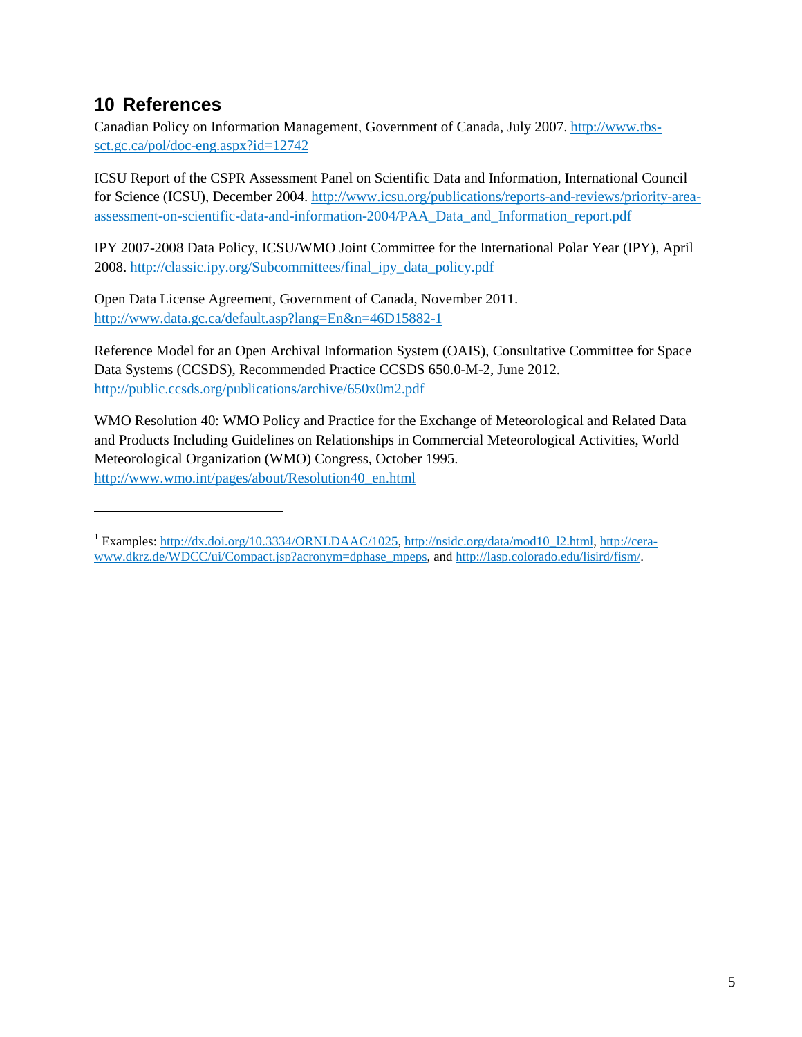# 10 References

Canadian Policy on Information Management, Government of Canada, July 2007. http://www.tbs-sct.gc.ca/pol/doc-eng.aspx?id=12742

ICSU Report of the CSPR Assessment Panel on Scientific Data and Information, International Council for Science (ICSU), December 2004. http://www.icsu.org/publications/reports-and-reviews/priority-area-assessment-on-scientific-data-and-information-2004/PAA_Data_and_Information_report.pdf

IPY 2007-2008 Data Policy, ICSU/WMO Joint Committee for the International Polar Year (IPY), April 2008. http://classic.ipy.org/Subcommittees/final_ipy_data_policy.pdf

Open Data License Agreement, Government of Canada, November 2011. http://www.data.gc.ca/default.asp?lang=En&n=46D15882-1

Reference Model for an Open Archival Information System (OAIS), Consultative Committee for Space Data Systems (CCSDS), Recommended Practice CCSDS 650.0-M-2, June 2012. http://public.ccsds.org/publications/archive/650x0m2.pdf

WMO Resolution 40: WMO Policy and Practice for the Exchange of Meteorological and Related Data and Products Including Guidelines on Relationships in Commercial Meteorological Activities, World Meteorological Organization (WMO) Congress, October 1995. http://www.wmo.int/pages/about/Resolution40_en.html

---

[1] Examples: http://dx.doi.org/10.3334/ORNLDAAC/1025, http://nsidc.org/data/mod10_l2.html, http://cera-www.dkrz.de/WDCC/ui/Compact.jsp?acronym=dphase_mpeps, and http://lasp.colorado.edu/lisird/fism/.